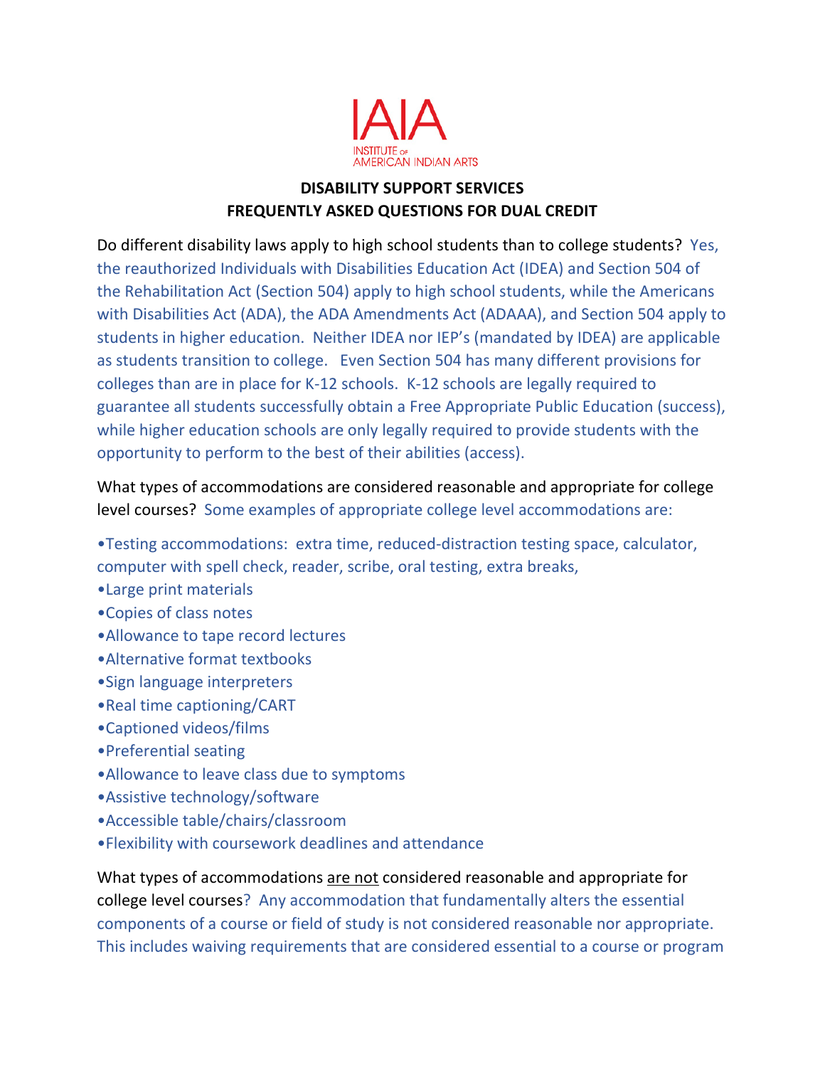IAIA
INSTITUTE OF
AMERICAN INDIAN ARTS

## DISABILITY SUPPORT SERVICES
## FREQUENTLY ASKED QUESTIONS FOR DUAL CREDIT

Do different disability laws apply to high school students than to college students? Yes, the reauthorized Individuals with Disabilities Education Act (IDEA) and Section 504 of the Rehabilitation Act (Section 504) apply to high school students, while the Americans with Disabilities Act (ADA), the ADA Amendments Act (ADAAA), and Section 504 apply to students in higher education. Neither IDEA nor IEP's (mandated by IDEA) are applicable as students transition to college. Even Section 504 has many different provisions for colleges than are in place for K-12 schools. K-12 schools are legally required to guarantee all students successfully obtain a Free Appropriate Public Education (success), while higher education schools are only legally required to provide students with the opportunity to perform to the best of their abilities (access).

What types of accommodations are considered reasonable and appropriate for college level courses? Some examples of appropriate college level accommodations are:

- Testing accommodations: extra time, reduced-distraction testing space, calculator, computer with spell check, reader, scribe, oral testing, extra breaks,
- Large print materials
- Copies of class notes
- Allowance to tape record lectures
- Alternative format textbooks
- Sign language interpreters
- Real time captioning/CART
- Captioned videos/films
- Preferential seating
- Allowance to leave class due to symptoms
- Assistive technology/software
- Accessible table/chairs/classroom
- Flexibility with coursework deadlines and attendance

What types of accommodations <u>are not</u> considered reasonable and appropriate for college level courses? Any accommodation that fundamentally alters the essential components of a course or field of study is not considered reasonable nor appropriate. This includes waiving requirements that are considered essential to a course or program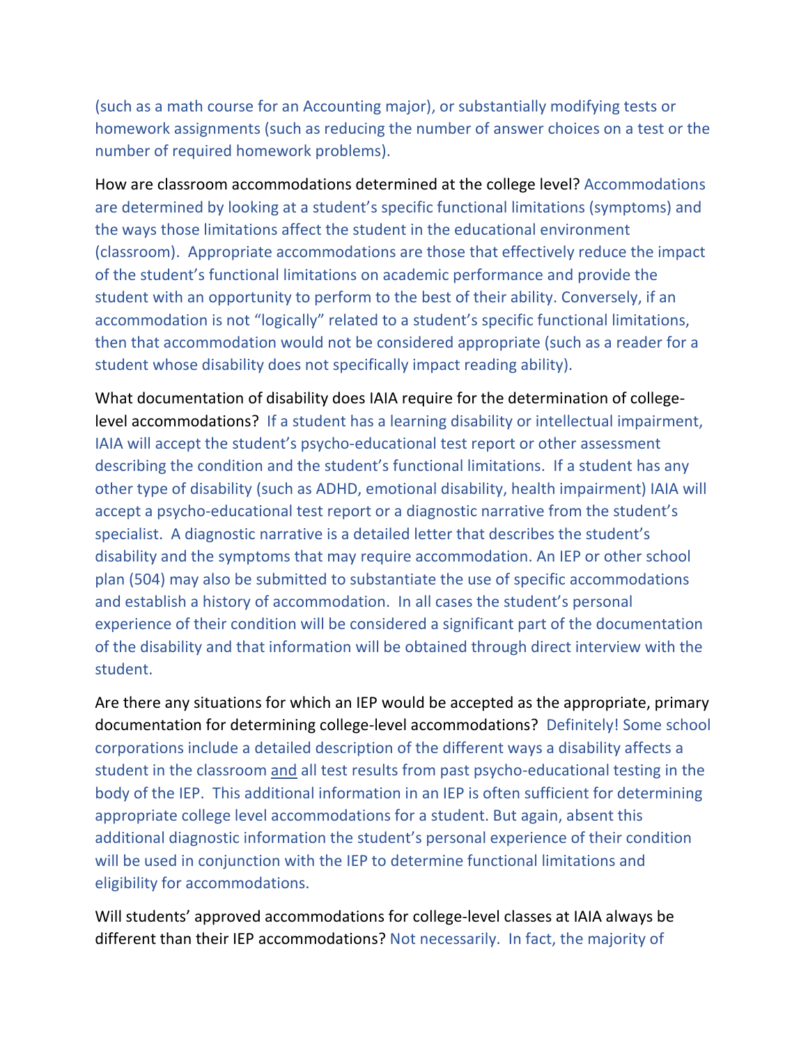(such as a math course for an Accounting major), or substantially modifying tests or homework assignments (such as reducing the number of answer choices on a test or the number of required homework problems).

How are classroom accommodations determined at the college level? Accommodations are determined by looking at a student's specific functional limitations (symptoms) and the ways those limitations affect the student in the educational environment (classroom). Appropriate accommodations are those that effectively reduce the impact of the student's functional limitations on academic performance and provide the student with an opportunity to perform to the best of their ability. Conversely, if an accommodation is not "logically" related to a student's specific functional limitations, then that accommodation would not be considered appropriate (such as a reader for a student whose disability does not specifically impact reading ability).

What documentation of disability does IAIA require for the determination of college-level accommodations? If a student has a learning disability or intellectual impairment, IAIA will accept the student's psycho-educational test report or other assessment describing the condition and the student's functional limitations. If a student has any other type of disability (such as ADHD, emotional disability, health impairment) IAIA will accept a psycho-educational test report or a diagnostic narrative from the student's specialist. A diagnostic narrative is a detailed letter that describes the student's disability and the symptoms that may require accommodation. An IEP or other school plan (504) may also be submitted to substantiate the use of specific accommodations and establish a history of accommodation. In all cases the student's personal experience of their condition will be considered a significant part of the documentation of the disability and that information will be obtained through direct interview with the student.

Are there any situations for which an IEP would be accepted as the appropriate, primary documentation for determining college-level accommodations? Definitely! Some school corporations include a detailed description of the different ways a disability affects a student in the classroom <u>and</u> all test results from past psycho-educational testing in the body of the IEP. This additional information in an IEP is often sufficient for determining appropriate college level accommodations for a student. But again, absent this additional diagnostic information the student's personal experience of their condition will be used in conjunction with the IEP to determine functional limitations and eligibility for accommodations.

Will students' approved accommodations for college-level classes at IAIA always be different than their IEP accommodations? Not necessarily. In fact, the majority of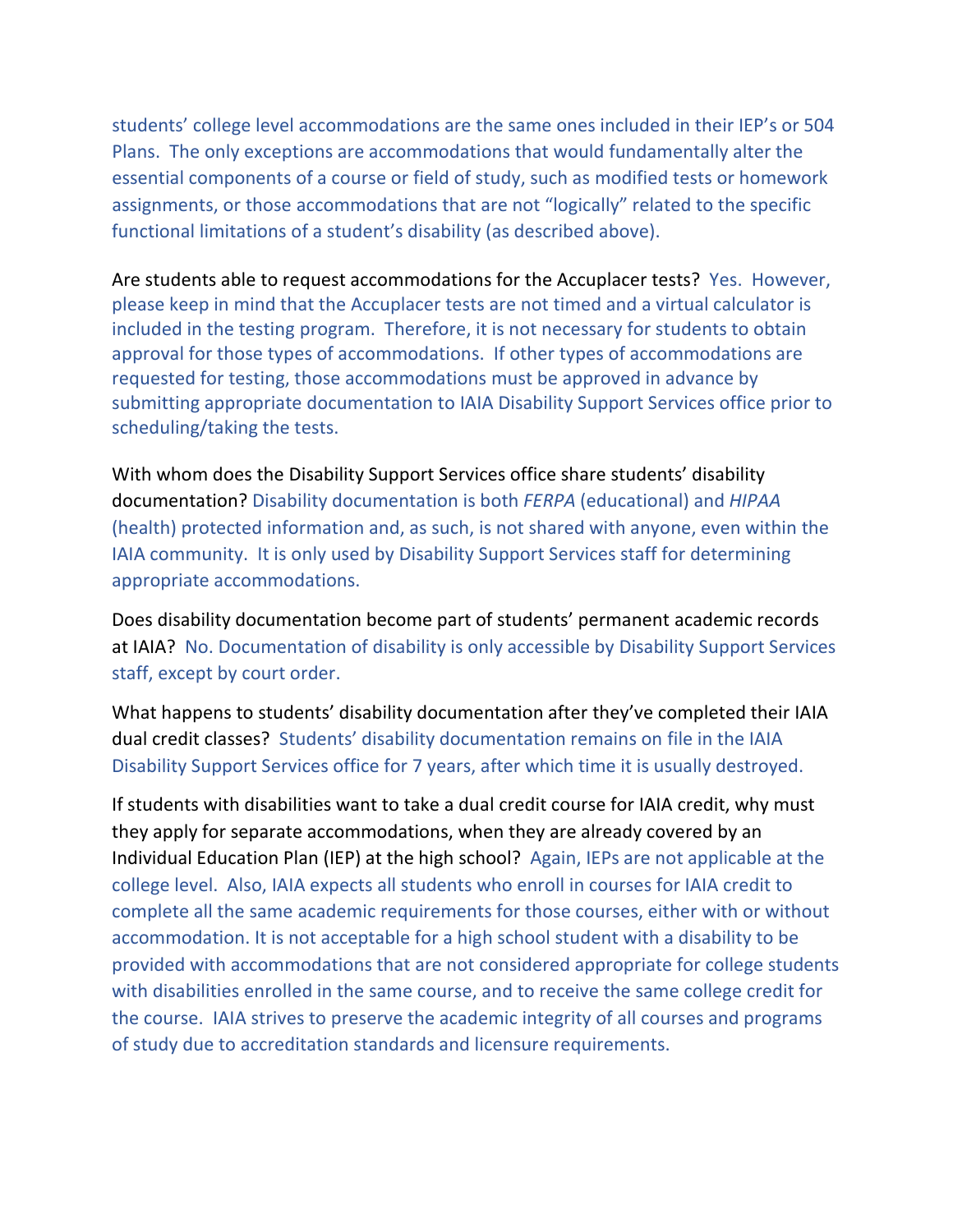students' college level accommodations are the same ones included in their IEP's or 504 Plans. The only exceptions are accommodations that would fundamentally alter the essential components of a course or field of study, such as modified tests or homework assignments, or those accommodations that are not "logically" related to the specific functional limitations of a student's disability (as described above).

Are students able to request accommodations for the Accuplacer tests? Yes. However, please keep in mind that the Accuplacer tests are not timed and a virtual calculator is included in the testing program. Therefore, it is not necessary for students to obtain approval for those types of accommodations. If other types of accommodations are requested for testing, those accommodations must be approved in advance by submitting appropriate documentation to IAIA Disability Support Services office prior to scheduling/taking the tests.

With whom does the Disability Support Services office share students' disability documentation? Disability documentation is both *FERPA* (educational) and *HIPAA* (health) protected information and, as such, is not shared with anyone, even within the IAIA community. It is only used by Disability Support Services staff for determining appropriate accommodations.

Does disability documentation become part of students' permanent academic records at IAIA? No. Documentation of disability is only accessible by Disability Support Services staff, except by court order.

What happens to students' disability documentation after they've completed their IAIA dual credit classes? Students' disability documentation remains on file in the IAIA Disability Support Services office for 7 years, after which time it is usually destroyed.

If students with disabilities want to take a dual credit course for IAIA credit, why must they apply for separate accommodations, when they are already covered by an Individual Education Plan (IEP) at the high school? Again, IEPs are not applicable at the college level. Also, IAIA expects all students who enroll in courses for IAIA credit to complete all the same academic requirements for those courses, either with or without accommodation. It is not acceptable for a high school student with a disability to be provided with accommodations that are not considered appropriate for college students with disabilities enrolled in the same course, and to receive the same college credit for the course. IAIA strives to preserve the academic integrity of all courses and programs of study due to accreditation standards and licensure requirements.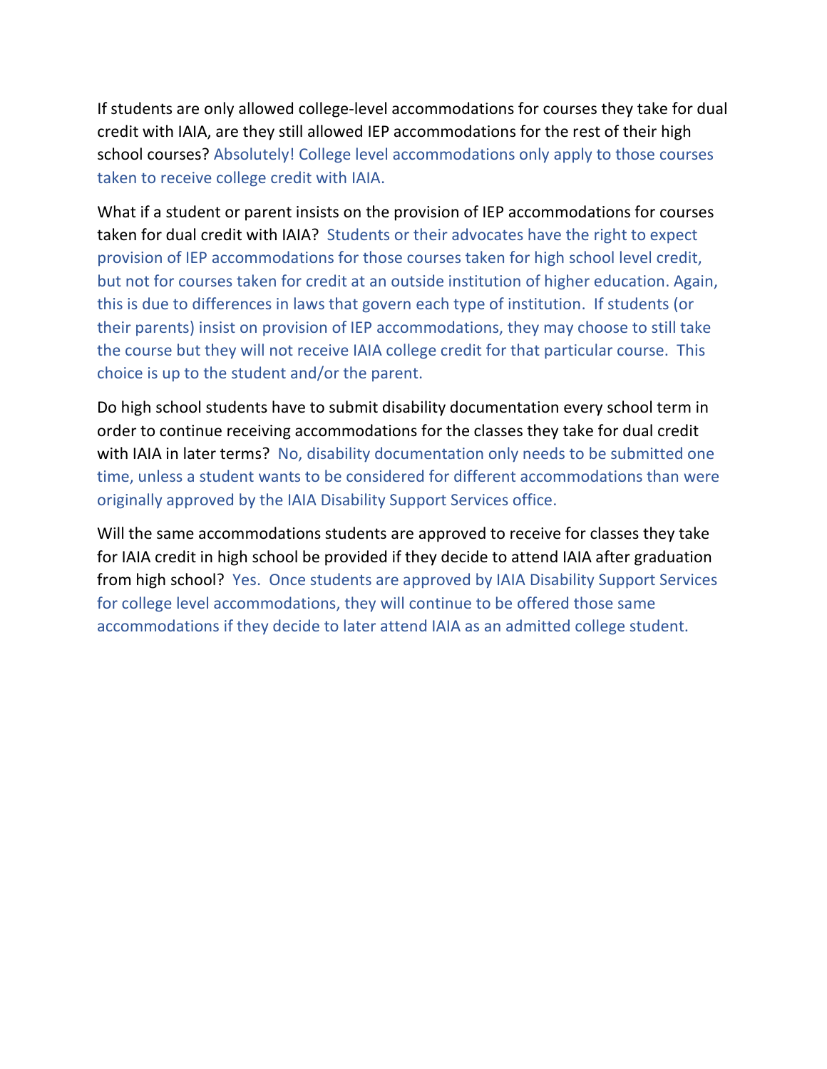If students are only allowed college-level accommodations for courses they take for dual credit with IAIA, are they still allowed IEP accommodations for the rest of their high school courses? Absolutely! College level accommodations only apply to those courses taken to receive college credit with IAIA.

What if a student or parent insists on the provision of IEP accommodations for courses taken for dual credit with IAIA? Students or their advocates have the right to expect provision of IEP accommodations for those courses taken for high school level credit, but not for courses taken for credit at an outside institution of higher education. Again, this is due to differences in laws that govern each type of institution. If students (or their parents) insist on provision of IEP accommodations, they may choose to still take the course but they will not receive IAIA college credit for that particular course. This choice is up to the student and/or the parent.

Do high school students have to submit disability documentation every school term in order to continue receiving accommodations for the classes they take for dual credit with IAIA in later terms? No, disability documentation only needs to be submitted one time, unless a student wants to be considered for different accommodations than were originally approved by the IAIA Disability Support Services office.

Will the same accommodations students are approved to receive for classes they take for IAIA credit in high school be provided if they decide to attend IAIA after graduation from high school? Yes. Once students are approved by IAIA Disability Support Services for college level accommodations, they will continue to be offered those same accommodations if they decide to later attend IAIA as an admitted college student.